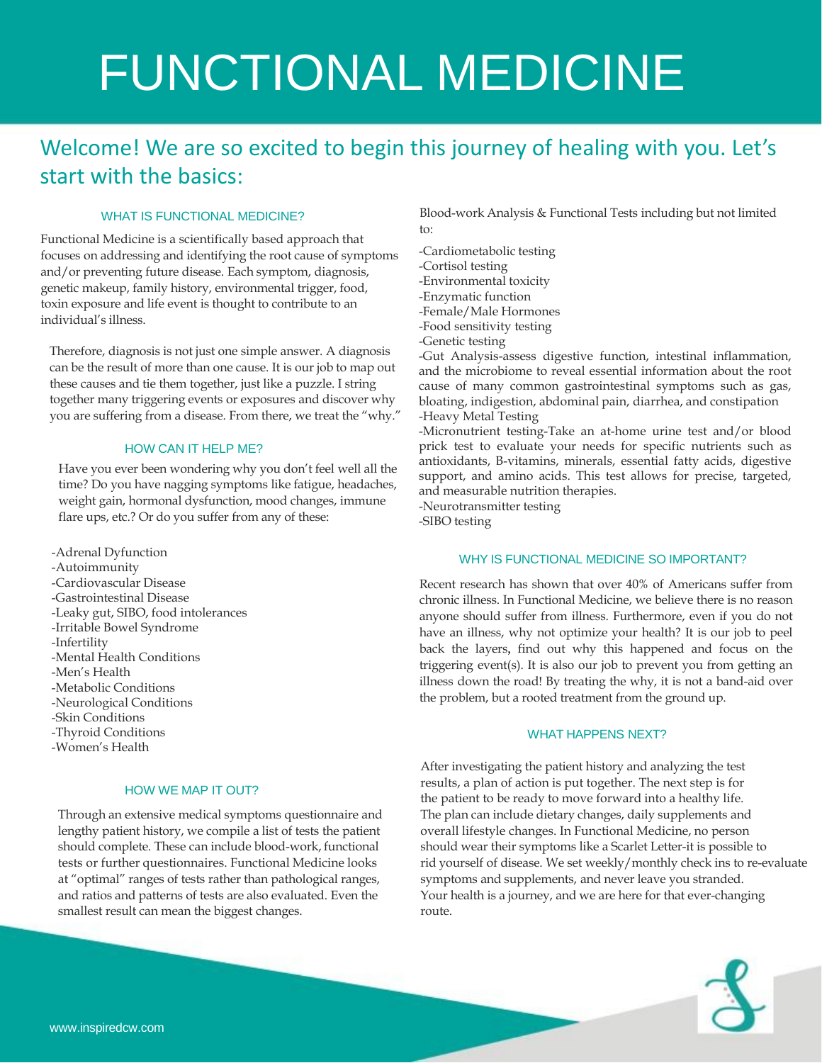# FUNCTIONAL MEDICINE

## Welcome! We are so excited to begin this journey of healing with you. Let's start with the basics:

### WHAT IS FUNCTIONAL MEDICINE?

Functional Medicine is a scientifically based approach that focuses on addressing and identifying the root cause of symptoms and/or preventing future disease. Each symptom, diagnosis, genetic makeup, family history, environmental trigger, food, toxin exposure and life event is thought to contribute to an individual's illness.

Therefore, diagnosis is not just one simple answer. A diagnosis can be the result of more than one cause. It is our job to map out these causes and tie them together, just like a puzzle. I string together many triggering events or exposures and discover why you are suffering from a disease. From there, we treat the "why."

### HOW CAN IT HELP ME?

Have you ever been wondering why you don't feel well all the time? Do you have nagging symptoms like fatigue, headaches, weight gain, hormonal dysfunction, mood changes, immune flare ups, etc.? Or do you suffer from any of these:

-Adrenal Dyfunction
-Autoimmunity
-Cardiovascular Disease
-Gastrointestinal Disease
-Leaky gut, SIBO, food intolerances
-Irritable Bowel Syndrome
-Infertility
-Mental Health Conditions
-Men's Health
-Metabolic Conditions
-Neurological Conditions
-Skin Conditions
-Thyroid Conditions
-Women's Health

### HOW WE MAP IT OUT?

Through an extensive medical symptoms questionnaire and lengthy patient history, we compile a list of tests the patient should complete. These can include blood-work, functional tests or further questionnaires. Functional Medicine looks at "optimal" ranges of tests rather than pathological ranges, and ratios and patterns of tests are also evaluated. Even the smallest result can mean the biggest changes.

Blood-work Analysis & Functional Tests including but not limited to:

-Cardiometabolic testing
-Cortisol testing
-Environmental toxicity
-Enzymatic function
-Female/Male Hormones
-Food sensitivity testing
-Genetic testing
-Gut Analysis-assess digestive function, intestinal inflammation, and the microbiome to reveal essential information about the root cause of many common gastrointestinal symptoms such as gas, bloating, indigestion, abdominal pain, diarrhea, and constipation
-Heavy Metal Testing
-Micronutrient testing-Take an at-home urine test and/or blood prick test to evaluate your needs for specific nutrients such as antioxidants, B-vitamins, minerals, essential fatty acids, digestive support, and amino acids. This test allows for precise, targeted, and measurable nutrition therapies.
-Neurotransmitter testing
-SIBO testing

### WHY IS FUNCTIONAL MEDICINE SO IMPORTANT?

Recent research has shown that over 40% of Americans suffer from chronic illness. In Functional Medicine, we believe there is no reason anyone should suffer from illness. Furthermore, even if you do not have an illness, why not optimize your health? It is our job to peel back the layers**,** find out why this happened and focus on the triggering event(s). It is also our job to prevent you from getting an illness down the road! By treating the why, it is not a band-aid over the problem, but a rooted treatment from the ground up.

### WHAT HAPPENS NEXT?

After investigating the patient history and analyzing the test results, a plan of action is put together. The next step is for the patient to be ready to move forward into a healthy life. The plan can include dietary changes, daily supplements and overall lifestyle changes. In Functional Medicine, no person should wear their symptoms like a Scarlet Letter-it is possible to rid yourself of disease. We set weekly/monthly check ins to re-evaluate symptoms and supplements, and never leave you stranded. Your health is a journey, and we are here for that ever-changing route.

www.inspiredcw.com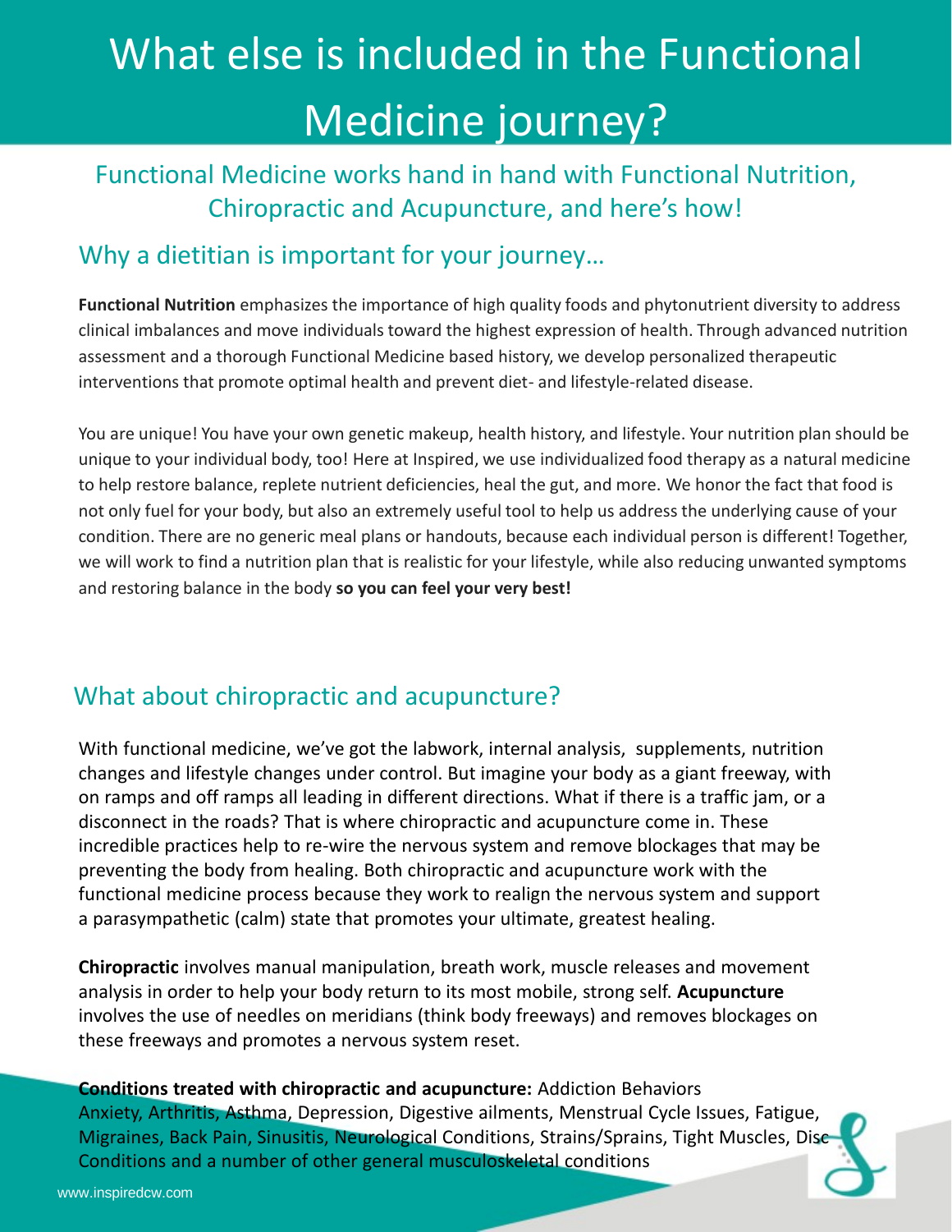# What else is included in the Functional Medicine journey?

## Functional Medicine works hand in hand with Functional Nutrition, Chiropractic and Acupuncture, and here's how!

## Why a dietitian is important for your journey…

**Functional Nutrition** emphasizes the importance of high quality foods and phytonutrient diversity to address clinical imbalances and move individuals toward the highest expression of health. Through advanced nutrition assessment and a thorough Functional Medicine based history, we develop personalized therapeutic interventions that promote optimal health and prevent diet- and lifestyle-related disease.

You are unique! You have your own genetic makeup, health history, and lifestyle. Your nutrition plan should be unique to your individual body, too! Here at Inspired, we use individualized food therapy as a natural medicine to help restore balance, replete nutrient deficiencies, heal the gut, and more. We honor the fact that food is not only fuel for your body, but also an extremely useful tool to help us address the underlying cause of your condition. There are no generic meal plans or handouts, because each individual person is different! Together, we will work to find a nutrition plan that is realistic for your lifestyle, while also reducing unwanted symptoms and restoring balance in the body **so you can feel your very best!**

## What about chiropractic and acupuncture?

With functional medicine, we've got the labwork, internal analysis, supplements, nutrition changes and lifestyle changes under control. But imagine your body as a giant freeway, with on ramps and off ramps all leading in different directions. What if there is a traffic jam, or a disconnect in the roads? That is where chiropractic and acupuncture come in. These incredible practices help to re-wire the nervous system and remove blockages that may be preventing the body from healing. Both chiropractic and acupuncture work with the functional medicine process because they work to realign the nervous system and support a parasympathetic (calm) state that promotes your ultimate, greatest healing.

**Chiropractic** involves manual manipulation, breath work, muscle releases and movement analysis in order to help your body return to its most mobile, strong self. **Acupuncture** involves the use of needles on meridians (think body freeways) and removes blockages on these freeways and promotes a nervous system reset.

**Conditions treated with chiropractic and acupuncture:** Addiction Behaviors Anxiety, Arthritis, Asthma, Depression, Digestive ailments, Menstrual Cycle Issues, Fatigue, Migraines, Back Pain, Sinusitis, Neurological Conditions, Strains/Sprains, Tight Muscles, Disc Conditions and a number of other general musculoskeletal conditions

www.inspiredcw.com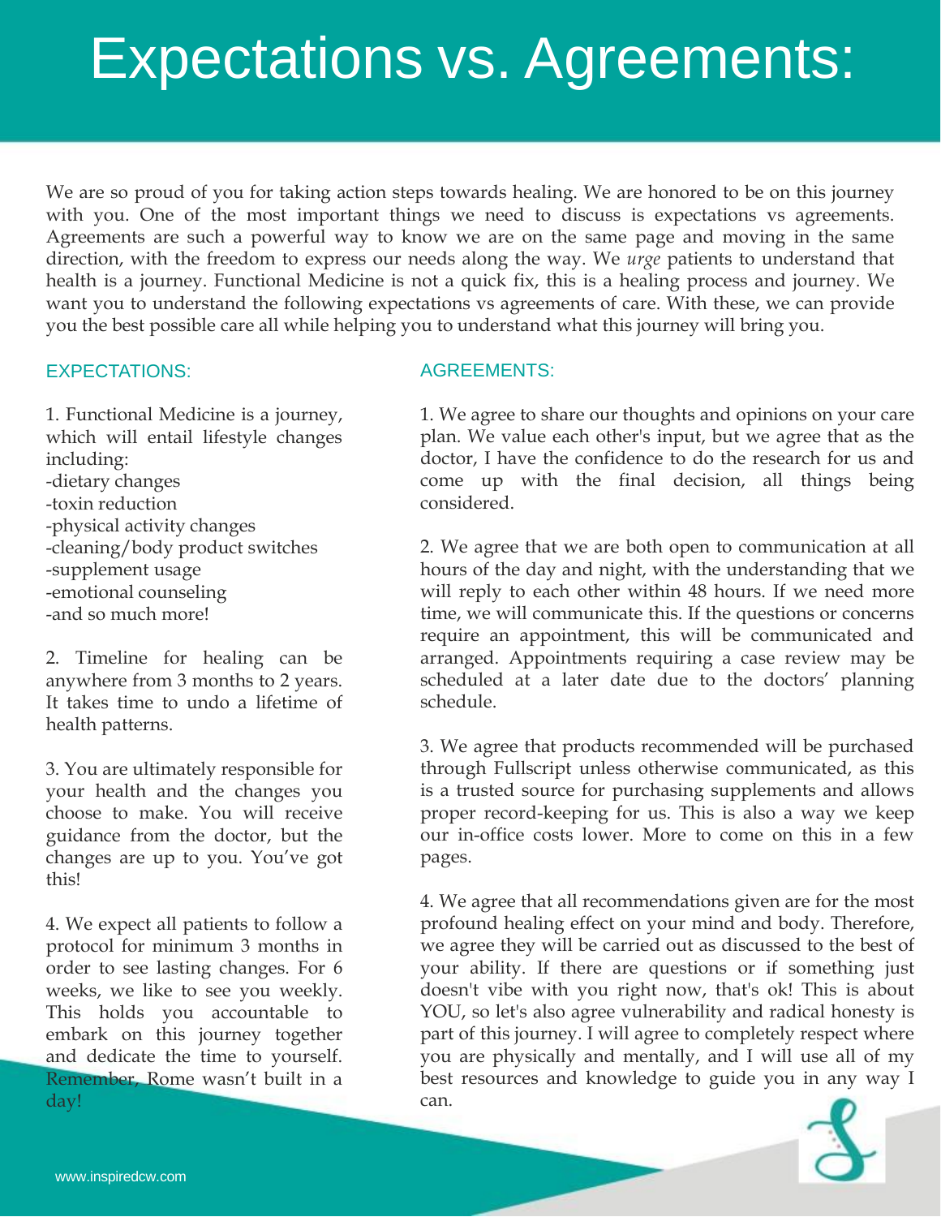# Expectations vs. Agreements:

We are so proud of you for taking action steps towards healing. We are honored to be on this journey with you. One of the most important things we need to discuss is expectations vs agreements. Agreements are such a powerful way to know we are on the same page and moving in the same direction, with the freedom to express our needs along the way. We *urge* patients to understand that health is a journey. Functional Medicine is not a quick fix, this is a healing process and journey. We want you to understand the following expectations vs agreements of care. With these, we can provide you the best possible care all while helping you to understand what this journey will bring you.

## EXPECTATIONS:

1. Functional Medicine is a journey, which will entail lifestyle changes including:
-dietary changes
-toxin reduction
-physical activity changes
-cleaning/body product switches
-supplement usage
-emotional counseling
-and so much more!

2. Timeline for healing can be anywhere from 3 months to 2 years. It takes time to undo a lifetime of health patterns.

3. You are ultimately responsible for your health and the changes you choose to make. You will receive guidance from the doctor, but the changes are up to you. You've got this!

4. We expect all patients to follow a protocol for minimum 3 months in order to see lasting changes. For 6 weeks, we like to see you weekly. This holds you accountable to embark on this journey together and dedicate the time to yourself. Remember, Rome wasn't built in a day!

## AGREEMENTS:

1. We agree to share our thoughts and opinions on your care plan. We value each other's input, but we agree that as the doctor, I have the confidence to do the research for us and come up with the final decision, all things being considered.

2. We agree that we are both open to communication at all hours of the day and night, with the understanding that we will reply to each other within 48 hours. If we need more time, we will communicate this. If the questions or concerns require an appointment, this will be communicated and arranged. Appointments requiring a case review may be scheduled at a later date due to the doctors' planning schedule.

3. We agree that products recommended will be purchased through Fullscript unless otherwise communicated, as this is a trusted source for purchasing supplements and allows proper record-keeping for us. This is also a way we keep our in-office costs lower. More to come on this in a few pages.

4. We agree that all recommendations given are for the most profound healing effect on your mind and body. Therefore, we agree they will be carried out as discussed to the best of your ability. If there are questions or if something just doesn't vibe with you right now, that's ok! This is about YOU, so let's also agree vulnerability and radical honesty is part of this journey. I will agree to completely respect where you are physically and mentally, and I will use all of my best resources and knowledge to guide you in any way I can.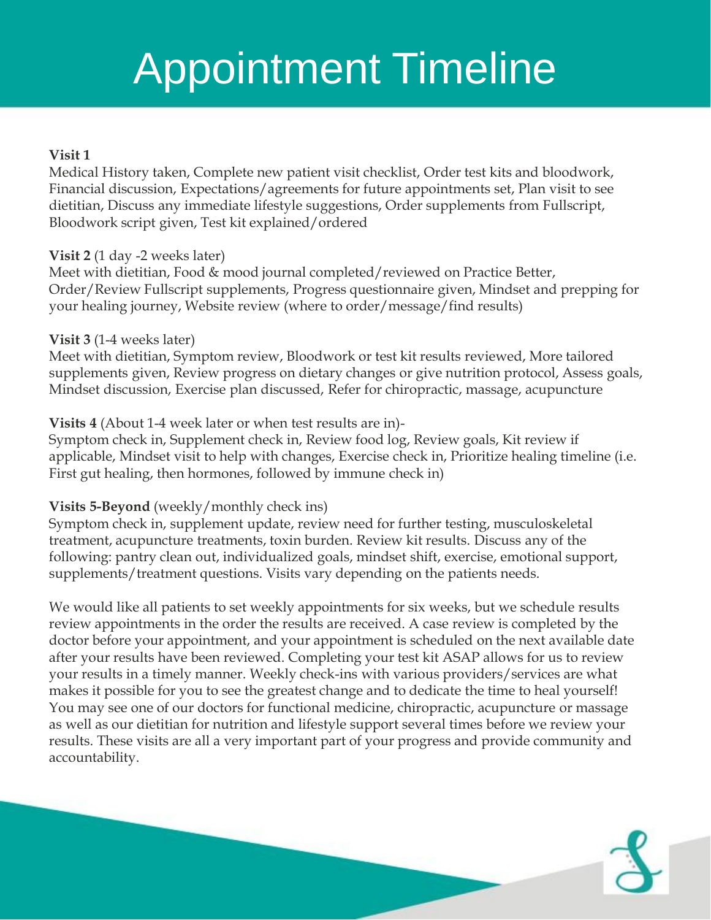# Appointment Timeline

**Visit 1**
Medical History taken, Complete new patient visit checklist, Order test kits and bloodwork, Financial discussion, Expectations/agreements for future appointments set, Plan visit to see dietitian, Discuss any immediate lifestyle suggestions, Order supplements from Fullscript, Bloodwork script given, Test kit explained/ordered

**Visit 2** (1 day -2 weeks later)
Meet with dietitian, Food & mood journal completed/reviewed on Practice Better, Order/Review Fullscript supplements, Progress questionnaire given, Mindset and prepping for your healing journey, Website review (where to order/message/find results)

**Visit 3** (1-4 weeks later)
Meet with dietitian, Symptom review, Bloodwork or test kit results reviewed, More tailored supplements given, Review progress on dietary changes or give nutrition protocol, Assess goals, Mindset discussion, Exercise plan discussed, Refer for chiropractic, massage, acupuncture

**Visits 4** (About 1-4 week later or when test results are in)-
Symptom check in, Supplement check in, Review food log, Review goals, Kit review if applicable, Mindset visit to help with changes, Exercise check in, Prioritize healing timeline (i.e. First gut healing, then hormones, followed by immune check in)

**Visits 5-Beyond** (weekly/monthly check ins)
Symptom check in, supplement update, review need for further testing, musculoskeletal treatment, acupuncture treatments, toxin burden. Review kit results. Discuss any of the following: pantry clean out, individualized goals, mindset shift, exercise, emotional support, supplements/treatment questions. Visits vary depending on the patients needs.

We would like all patients to set weekly appointments for six weeks, but we schedule results review appointments in the order the results are received. A case review is completed by the doctor before your appointment, and your appointment is scheduled on the next available date after your results have been reviewed. Completing your test kit ASAP allows for us to review your results in a timely manner. Weekly check-ins with various providers/services are what makes it possible for you to see the greatest change and to dedicate the time to heal yourself! You may see one of our doctors for functional medicine, chiropractic, acupuncture or massage as well as our dietitian for nutrition and lifestyle support several times before we review your results. These visits are all a very important part of your progress and provide community and accountability.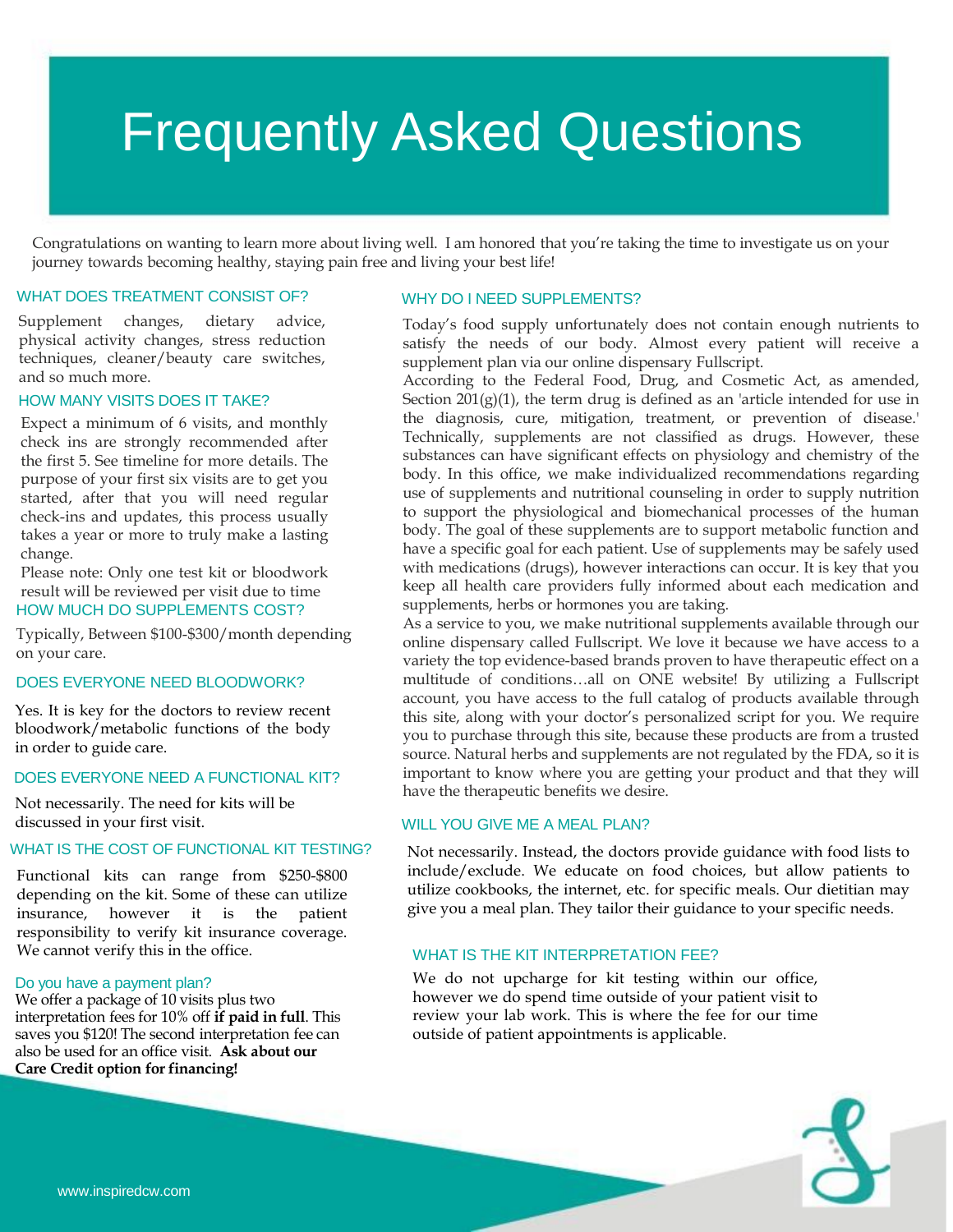# Frequently Asked Questions

Congratulations on wanting to learn more about living well. I am honored that you're taking the time to investigate us on your journey towards becoming healthy, staying pain free and living your best life!

## WHAT DOES TREATMENT CONSIST OF?

Supplement changes, dietary advice, physical activity changes, stress reduction techniques, cleaner/beauty care switches, and so much more.

## HOW MANY VISITS DOES IT TAKE?

Expect a minimum of 6 visits, and monthly check ins are strongly recommended after the first 5. See timeline for more details. The purpose of your first six visits are to get you started, after that you will need regular check-ins and updates, this process usually takes a year or more to truly make a lasting change.

Please note: Only one test kit or bloodwork result will be reviewed per visit due to time

## HOW MUCH DO SUPPLEMENTS COST?

Typically, Between $100-$300/month depending on your care.

## DOES EVERYONE NEED BLOODWORK?

Yes. It is key for the doctors to review recent bloodwork/metabolic functions of the body in order to guide care.

## DOES EVERYONE NEED A FUNCTIONAL KIT?

Not necessarily. The need for kits will be discussed in your first visit.

## WHAT IS THE COST OF FUNCTIONAL KIT TESTING?

Functional kits can range from $250-$800 depending on the kit. Some of these can utilize insurance, however it is the patient responsibility to verify kit insurance coverage. We cannot verify this in the office.

## Do you have a payment plan?

We offer a package of 10 visits plus two interpretation fees for 10% off **if paid in full**. This saves you $120! The second interpretation fee can also be used for an office visit. **Ask about our Care Credit option for financing!**

## WHY DO I NEED SUPPLEMENTS?

Today's food supply unfortunately does not contain enough nutrients to satisfy the needs of our body. Almost every patient will receive a supplement plan via our online dispensary Fullscript.

According to the Federal Food, Drug, and Cosmetic Act, as amended, Section 201(g)(1), the term drug is defined as an 'article intended for use in the diagnosis, cure, mitigation, treatment, or prevention of disease.' Technically, supplements are not classified as drugs. However, these substances can have significant effects on physiology and chemistry of the body. In this office, we make individualized recommendations regarding use of supplements and nutritional counseling in order to supply nutrition to support the physiological and biomechanical processes of the human body. The goal of these supplements are to support metabolic function and have a specific goal for each patient. Use of supplements may be safely used with medications (drugs), however interactions can occur. It is key that you keep all health care providers fully informed about each medication and supplements, herbs or hormones you are taking.

As a service to you, we make nutritional supplements available through our online dispensary called Fullscript. We love it because we have access to a variety the top evidence-based brands proven to have therapeutic effect on a multitude of conditions…all on ONE website! By utilizing a Fullscript account, you have access to the full catalog of products available through this site, along with your doctor's personalized script for you. We require you to purchase through this site, because these products are from a trusted source. Natural herbs and supplements are not regulated by the FDA, so it is important to know where you are getting your product and that they will have the therapeutic benefits we desire.

## WILL YOU GIVE ME A MEAL PLAN?

Not necessarily. Instead, the doctors provide guidance with food lists to include/exclude. We educate on food choices, but allow patients to utilize cookbooks, the internet, etc. for specific meals. Our dietitian may give you a meal plan. They tailor their guidance to your specific needs.

## WHAT IS THE KIT INTERPRETATION FEE?

We do not upcharge for kit testing within our office, however we do spend time outside of your patient visit to review your lab work. This is where the fee for our time outside of patient appointments is applicable.

www.inspiredcw.com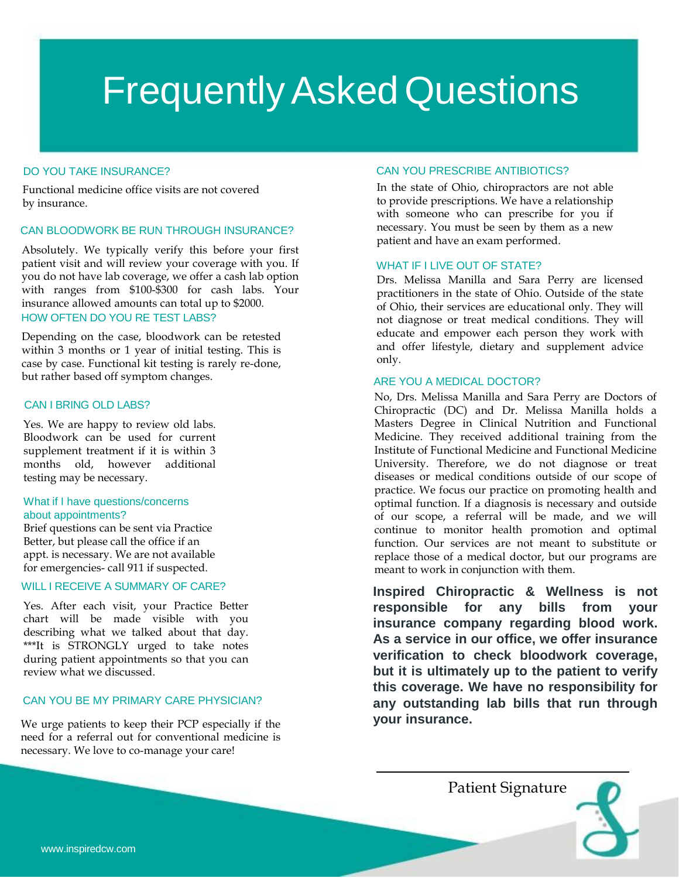# Frequently Asked Questions

### DO YOU TAKE INSURANCE?

Functional medicine office visits are not covered by insurance.

### CAN BLOODWORK BE RUN THROUGH INSURANCE?

Absolutely. We typically verify this before your first patient visit and will review your coverage with you. If you do not have lab coverage, we offer a cash lab option with ranges from $100-$300 for cash labs. Your insurance allowed amounts can total up to $2000.

### HOW OFTEN DO YOU RE TEST LABS?

Depending on the case, bloodwork can be retested within 3 months or 1 year of initial testing. This is case by case. Functional kit testing is rarely re-done, but rather based off symptom changes.

### CAN I BRING OLD LABS?

Yes. We are happy to review old labs. Bloodwork can be used for current supplement treatment if it is within 3 months old, however additional testing may be necessary.

### What if I have questions/concerns about appointments?

Brief questions can be sent via Practice Better, but please call the office if an appt. is necessary. We are not available for emergencies- call 911 if suspected.

### WILL I RECEIVE A SUMMARY OF CARE?

Yes. After each visit, your Practice Better chart will be made visible with you describing what we talked about that day. ***It is STRONGLY urged to take notes during patient appointments so that you can review what we discussed.

### CAN YOU BE MY PRIMARY CARE PHYSICIAN?

We urge patients to keep their PCP especially if the need for a referral out for conventional medicine is necessary. We love to co-manage your care!

### CAN YOU PRESCRIBE ANTIBIOTICS?

In the state of Ohio, chiropractors are not able to provide prescriptions. We have a relationship with someone who can prescribe for you if necessary. You must be seen by them as a new patient and have an exam performed.

### WHAT IF I LIVE OUT OF STATE?

Drs. Melissa Manilla and Sara Perry are licensed practitioners in the state of Ohio. Outside of the state of Ohio, their services are educational only. They will not diagnose or treat medical conditions. They will educate and empower each person they work with and offer lifestyle, dietary and supplement advice only.

### ARE YOU A MEDICAL DOCTOR?

No, Drs. Melissa Manilla and Sara Perry are Doctors of Chiropractic (DC) and Dr. Melissa Manilla holds a Masters Degree in Clinical Nutrition and Functional Medicine. They received additional training from the Institute of Functional Medicine and Functional Medicine University. Therefore, we do not diagnose or treat diseases or medical conditions outside of our scope of practice. We focus our practice on promoting health and optimal function. If a diagnosis is necessary and outside of our scope, a referral will be made, and we will continue to monitor health promotion and optimal function. Our services are not meant to substitute or replace those of a medical doctor, but our programs are meant to work in conjunction with them.

**Inspired Chiropractic & Wellness is not responsible for any bills from your insurance company regarding blood work. As a service in our office, we offer insurance verification to check bloodwork coverage, but it is ultimately up to the patient to verify this coverage. We have no responsibility for any outstanding lab bills that run through your insurance.**

\_\_\_\_\_\_\_\_\_\_\_\_\_\_\_\_\_\_\_\_\_\_\_\_\_\_\_\_\_\_\_\_\_\_\_\_

Patient Signature

www.inspiredcw.com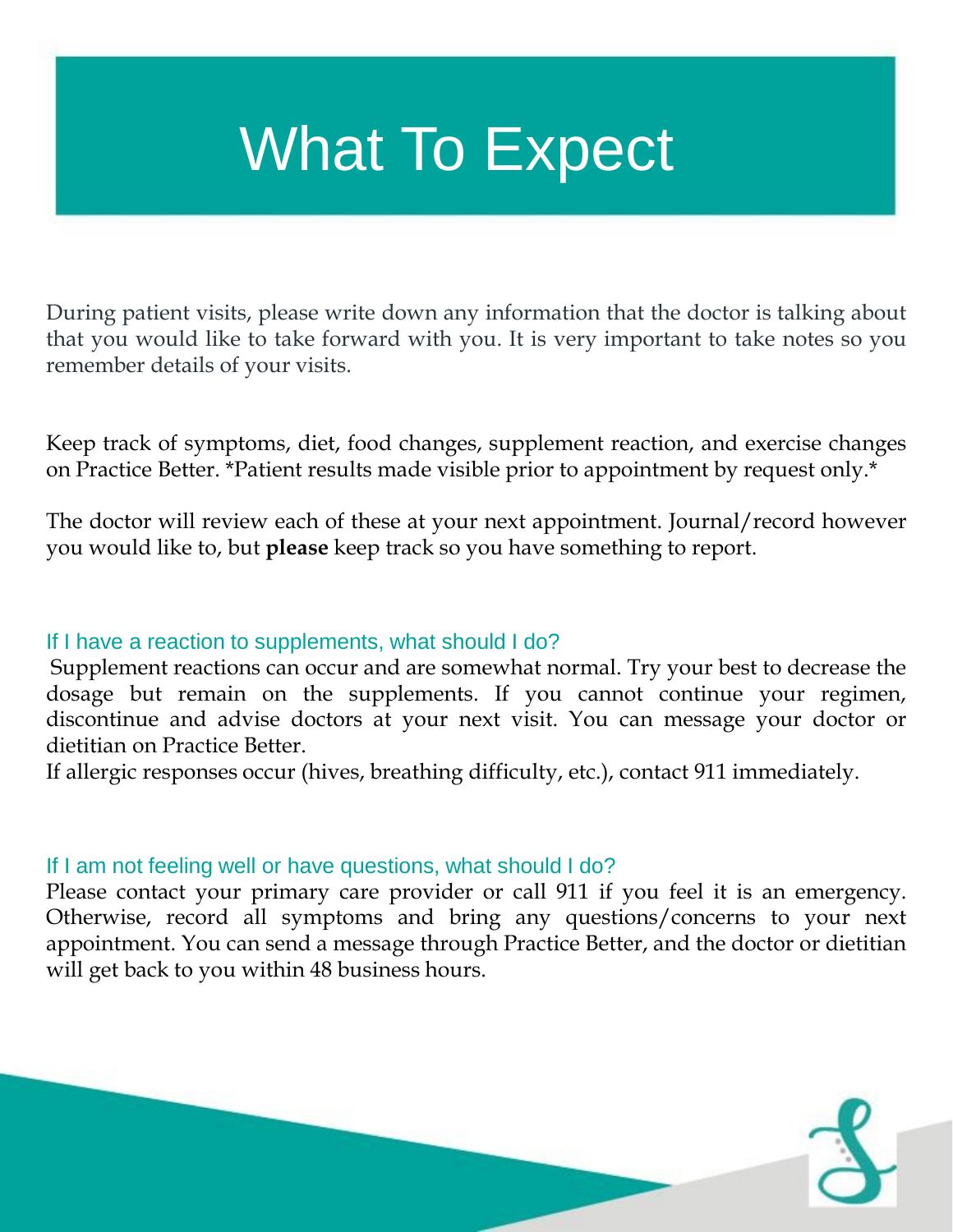# What To Expect

During patient visits, please write down any information that the doctor is talking about that you would like to take forward with you. It is very important to take notes so you remember details of your visits.

Keep track of symptoms, diet, food changes, supplement reaction, and exercise changes on Practice Better. *Patient results made visible prior to appointment by request only.*

The doctor will review each of these at your next appointment. Journal/record however you would like to, but **please** keep track so you have something to report.

### If I have a reaction to supplements, what should I do?

Supplement reactions can occur and are somewhat normal. Try your best to decrease the dosage but remain on the supplements. If you cannot continue your regimen, discontinue and advise doctors at your next visit. You can message your doctor or dietitian on Practice Better.

If allergic responses occur (hives, breathing difficulty, etc.), contact 911 immediately.

### If I am not feeling well or have questions, what should I do?

Please contact your primary care provider or call 911 if you feel it is an emergency. Otherwise, record all symptoms and bring any questions/concerns to your next appointment. You can send a message through Practice Better, and the doctor or dietitian will get back to you within 48 business hours.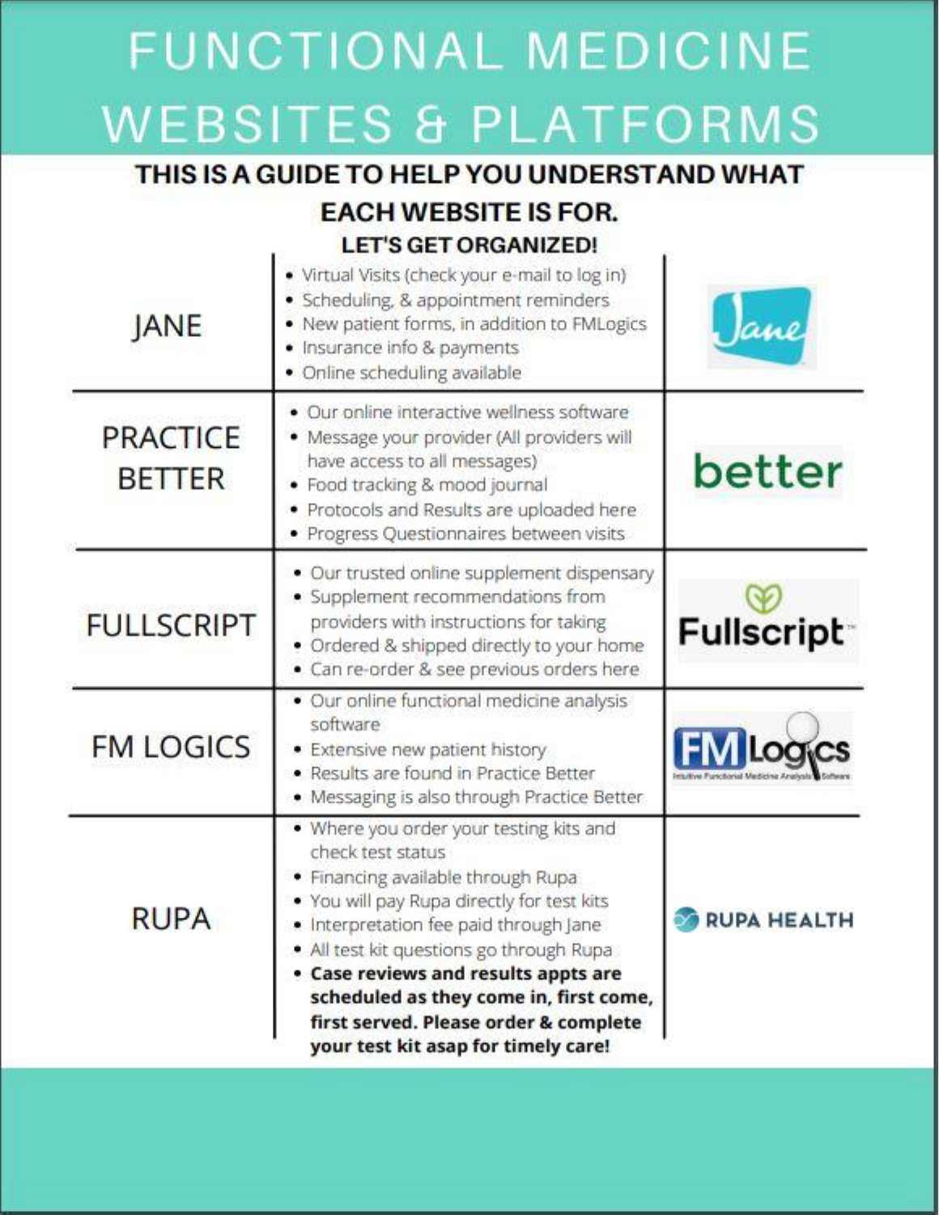# FUNCTIONAL MEDICINE WEBSITES & PLATFORMS

**THIS IS A GUIDE TO HELP YOU UNDERSTAND WHAT EACH WEBSITE IS FOR.**

**LET'S GET ORGANIZED!**

| Platform | Description | Logo |
| --- | --- | --- |
| JANE | • Virtual Visits (check your e-mail to log in)<br>• Scheduling, & appointment reminders<br>• New patient forms, in addition to FMLogics<br>• Insurance info & payments<br>• Online scheduling available | Jane |
| PRACTICE BETTER | • Our online interactive wellness software<br>• Message your provider (All providers will have access to all messages)<br>• Food tracking & mood journal<br>• Protocols and Results are uploaded here<br>• Progress Questionnaires between visits | better |
| FULLSCRIPT | • Our trusted online supplement dispensary<br>• Supplement recommendations from providers with instructions for taking<br>• Ordered & shipped directly to your home<br>• Can re-order & see previous orders here | Fullscript |
| FM LOGICS | • Our online functional medicine analysis software<br>• Extensive new patient history<br>• Results are found in Practice Better<br>• Messaging is also through Practice Better | FM Logics |
| RUPA | • Where you order your testing kits and check test status<br>• Financing available through Rupa<br>• You will pay Rupa directly for test kits<br>• Interpretation fee paid through Jane<br>• All test kit questions go through Rupa<br>• **Case reviews and results appts are scheduled as they come in, first come, first served. Please order & complete your test kit asap for timely care!** | RUPA HEALTH |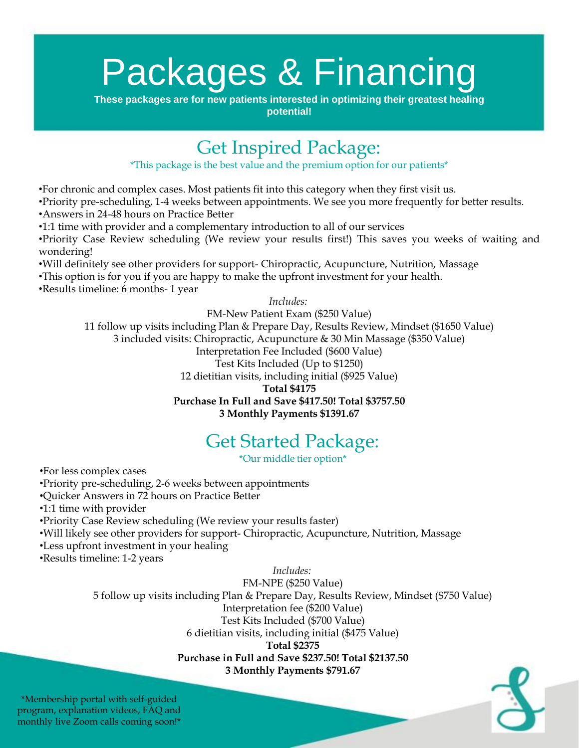# Packages & Financing

**These packages are for new patients interested in optimizing their greatest healing potential!**

## Get Inspired Package:

*This package is the best value and the premium option for our patients*

- For chronic and complex cases. Most patients fit into this category when they first visit us.
- Priority pre-scheduling, 1-4 weeks between appointments. We see you more frequently for better results.
- Answers in 24-48 hours on Practice Better
- 1:1 time with provider and a complementary introduction to all of our services
- Priority Case Review scheduling (We review your results first!) This saves you weeks of waiting and wondering!
- Will definitely see other providers for support- Chiropractic, Acupuncture, Nutrition, Massage
- This option is for you if you are happy to make the upfront investment for your health.
- Results timeline: 6 months- 1 year

*Includes:*

FM-New Patient Exam ($250 Value)
11 follow up visits including Plan & Prepare Day, Results Review, Mindset ($1650 Value)
3 included visits: Chiropractic, Acupuncture & 30 Min Massage ($350 Value)
Interpretation Fee Included ($600 Value)
Test Kits Included (Up to $1250)
12 dietitian visits, including initial ($925 Value)

**Total $4175**
**Purchase In Full and Save $417.50! Total $3757.50**
**3 Monthly Payments $1391.67**

## Get Started Package:

*Our middle tier option*

- For less complex cases
- Priority pre-scheduling, 2-6 weeks between appointments
- Quicker Answers in 72 hours on Practice Better
- 1:1 time with provider
- Priority Case Review scheduling (We review your results faster)
- Will likely see other providers for support- Chiropractic, Acupuncture, Nutrition, Massage
- Less upfront investment in your healing
- Results timeline: 1-2 years

*Includes:*

FM-NPE ($250 Value)
5 follow up visits including Plan & Prepare Day, Results Review, Mindset ($750 Value)
Interpretation fee ($200 Value)
Test Kits Included ($700 Value)
6 dietitian visits, including initial ($475 Value)

**Total $2375**
**Purchase in Full and Save $237.50! Total $2137.50**
**3 Monthly Payments $791.67**

*Membership portal with self-guided program, explanation videos, FAQ and monthly live Zoom calls coming soon!*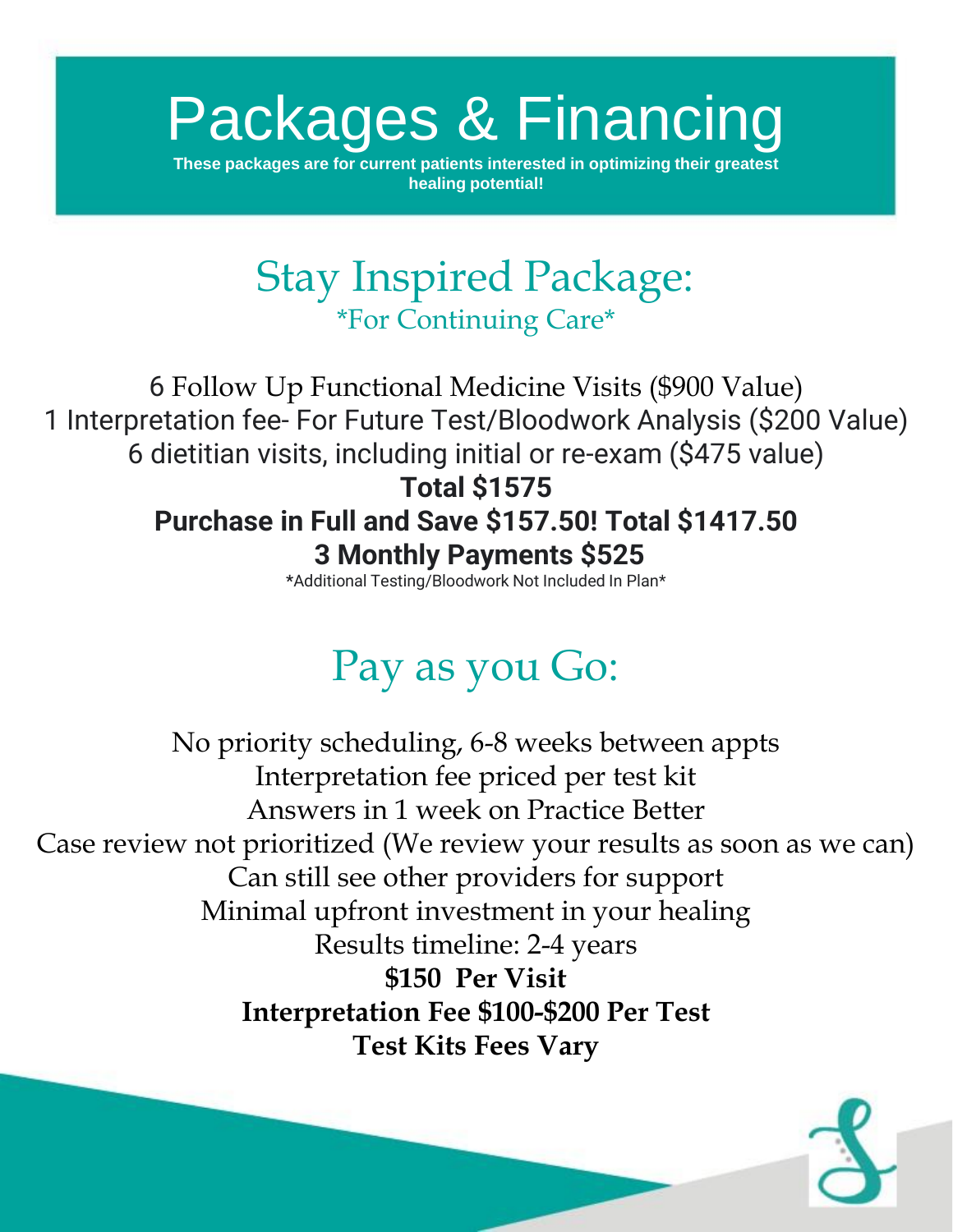# Packages & Financing

**These packages are for current patients interested in optimizing their greatest healing potential!**

## Stay Inspired Package:

*For Continuing Care*

6 Follow Up Functional Medicine Visits ($900 Value)
1 Interpretation fee- For Future Test/Bloodwork Analysis ($200 Value)
6 dietitian visits, including initial or re-exam ($475 value)

**Total $1575**

**Purchase in Full and Save $157.50! Total $1417.50**

**3 Monthly Payments $525**

*Additional Testing/Bloodwork Not Included In Plan*

## Pay as you Go:

No priority scheduling, 6-8 weeks between appts
Interpretation fee priced per test kit
Answers in 1 week on Practice Better
Case review not prioritized (We review your results as soon as we can)
Can still see other providers for support
Minimal upfront investment in your healing
Results timeline: 2-4 years

**$150 Per Visit**

**Interpretation Fee $100-$200 Per Test**

**Test Kits Fees Vary**